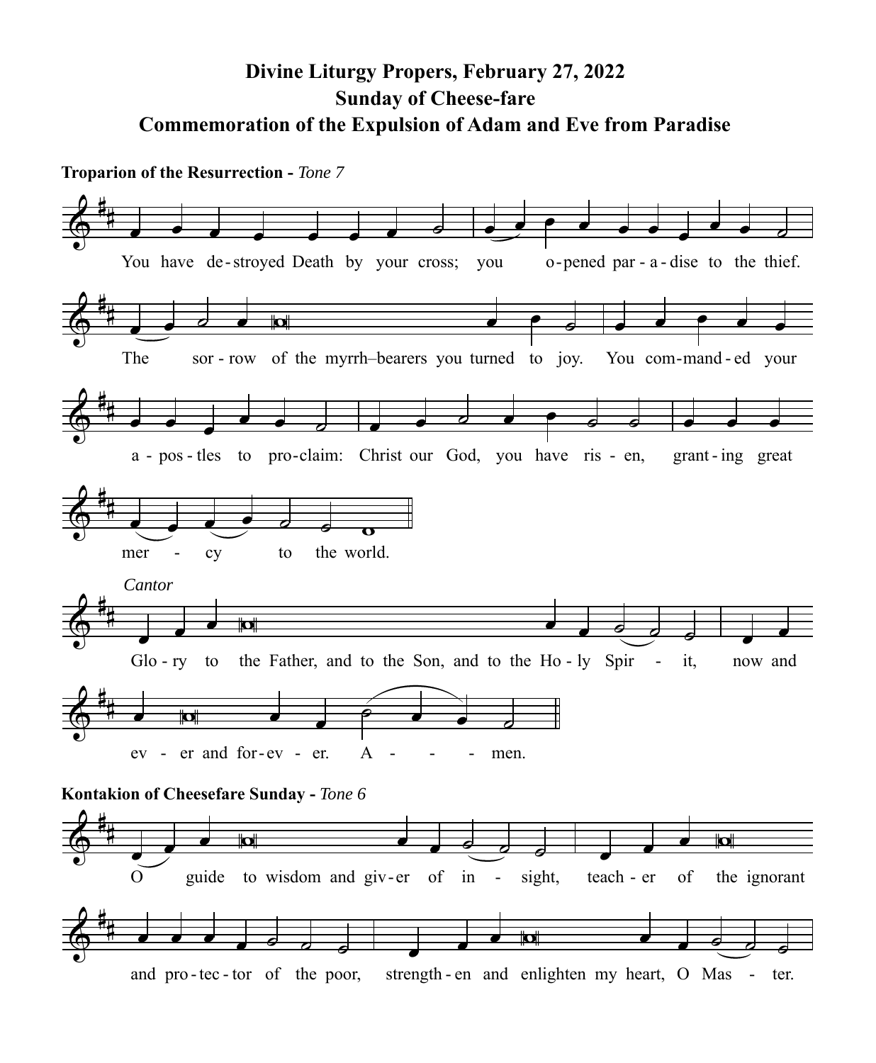# Divine Liturgy Propers, February 27, 2022
## Sunday of Cheese-fare
## Commemoration of the Expulsion of Adam and Eve from Paradise

**Troparion of the Resurrection -** *Tone 7*

You have destroyed Death by your cross; you opened paradise to the thief. The sorrow of the myrrh–bearers you turned to joy. You commanded your apostles to proclaim: Christ our God, you have risen, granting great mercy to the world.

*Cantor*

Glory to the Father, and to the Son, and to the Holy Spirit, now and ever and forever. Amen.

**Kontakion of Cheesefare Sunday -** *Tone 6*

O guide to wisdom and giver of insight, teacher of the ignorant and protector of the poor, strengthen and enlighten my heart, O Master.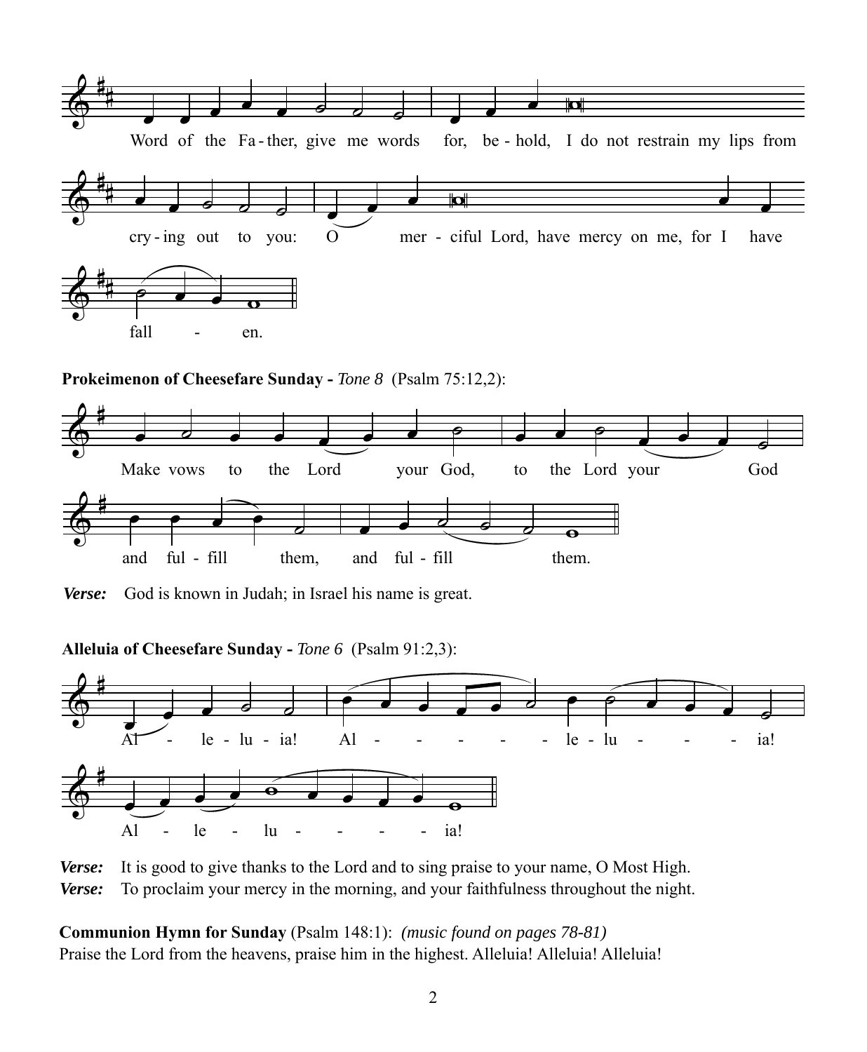Word of the Fa - ther, give me words for, be - hold, I do not restrain my lips from

cry - ing out to you: O mer - ciful Lord, have mercy on me, for I have

fall - en.

**Prokeimenon of Cheesefare Sunday -** ***Tone 8*** (Psalm 75:12,2):

Make vows to the Lord your God, to the Lord your God

and ful - fill them, and ful - fill them.

***Verse:*** God is known in Judah; in Israel his name is great.

**Alleluia of Cheesefare Sunday -** ***Tone 6*** (Psalm 91:2,3):

Al - le - lu - ia! Al - - - - - le - lu - - - ia!

Al - le - lu - - - - ia!

***Verse:*** It is good to give thanks to the Lord and to sing praise to your name, O Most High.
***Verse:*** To proclaim your mercy in the morning, and your faithfulness throughout the night.

**Communion Hymn for Sunday** (Psalm 148:1): *(music found on pages 78-81)*
Praise the Lord from the heavens, praise him in the highest. Alleluia! Alleluia! Alleluia!